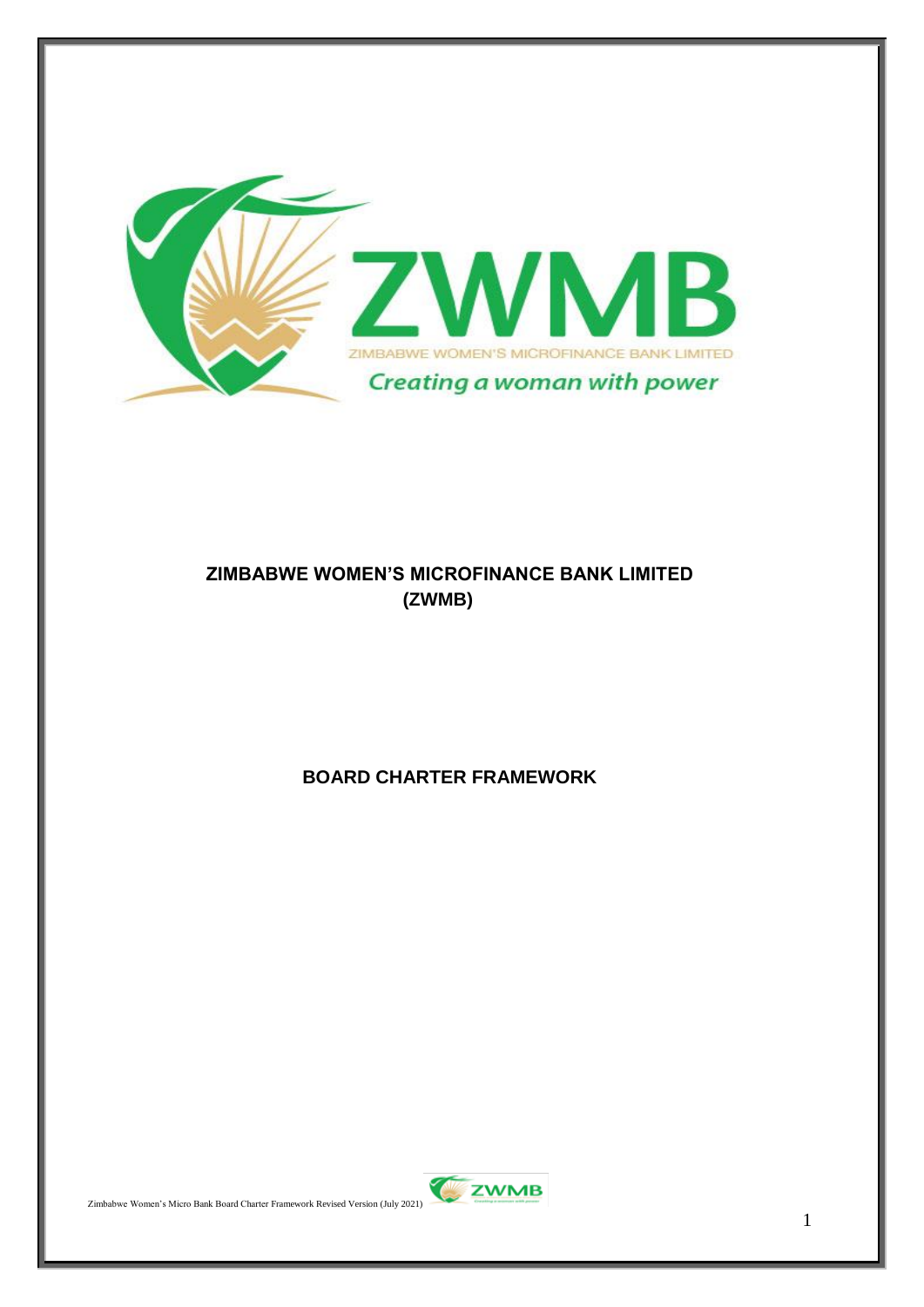ZWMB

ZIMBABWE WOMEN'S MICROFINANCE BANK LIMITED

*Creating a woman with power*

# ZIMBABWE WOMEN'S MICROFINANCE BANK LIMITED (ZWMB)

## BOARD CHARTER FRAMEWORK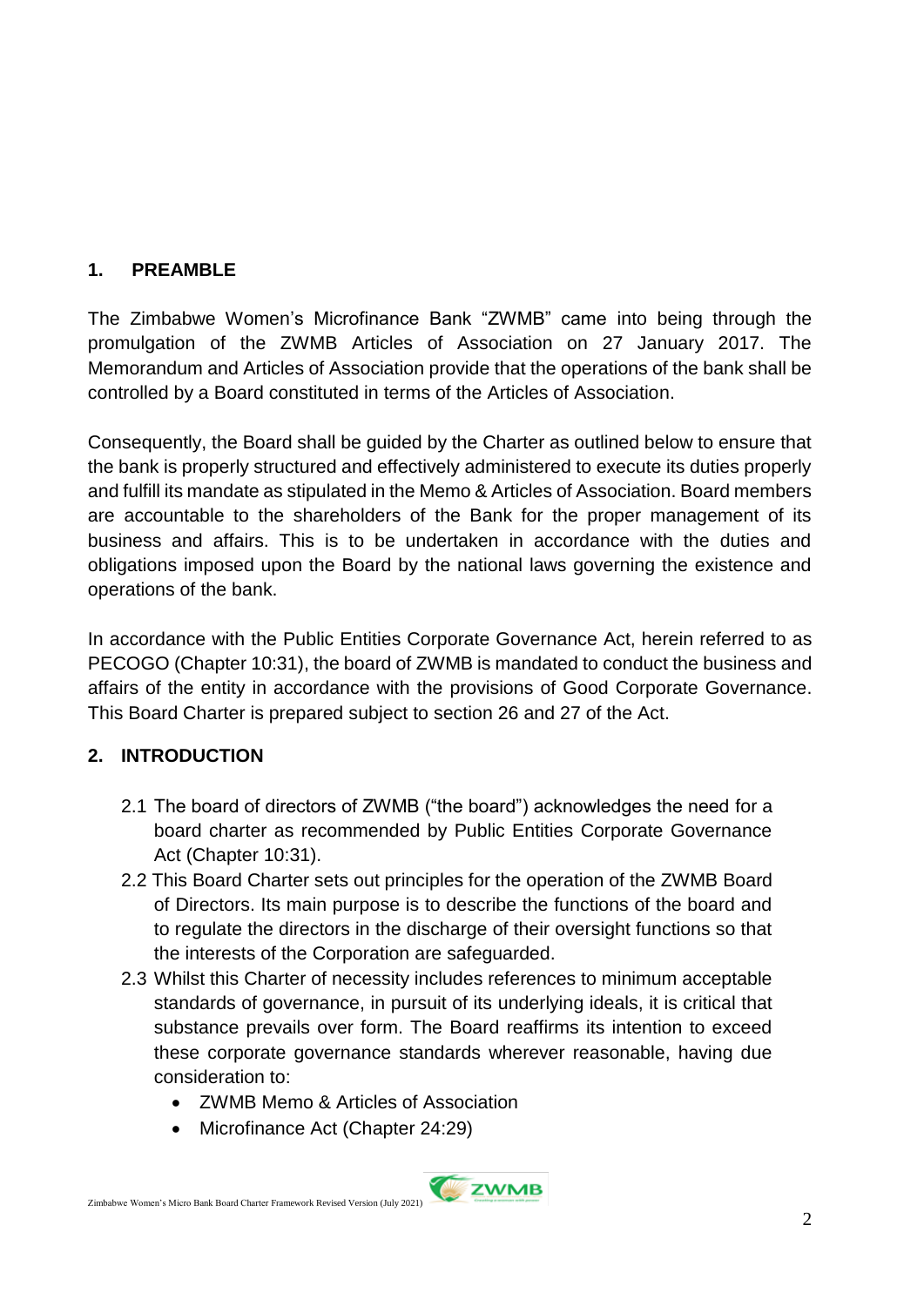## 1. PREAMBLE

The Zimbabwe Women's Microfinance Bank "ZWMB" came into being through the promulgation of the ZWMB Articles of Association on 27 January 2017. The Memorandum and Articles of Association provide that the operations of the bank shall be controlled by a Board constituted in terms of the Articles of Association.

Consequently, the Board shall be guided by the Charter as outlined below to ensure that the bank is properly structured and effectively administered to execute its duties properly and fulfill its mandate as stipulated in the Memo & Articles of Association. Board members are accountable to the shareholders of the Bank for the proper management of its business and affairs. This is to be undertaken in accordance with the duties and obligations imposed upon the Board by the national laws governing the existence and operations of the bank.

In accordance with the Public Entities Corporate Governance Act, herein referred to as PECOGO (Chapter 10:31), the board of ZWMB is mandated to conduct the business and affairs of the entity in accordance with the provisions of Good Corporate Governance. This Board Charter is prepared subject to section 26 and 27 of the Act.

## 2. INTRODUCTION

2.1 The board of directors of ZWMB ("the board") acknowledges the need for a board charter as recommended by Public Entities Corporate Governance Act (Chapter 10:31).

2.2 This Board Charter sets out principles for the operation of the ZWMB Board of Directors. Its main purpose is to describe the functions of the board and to regulate the directors in the discharge of their oversight functions so that the interests of the Corporation are safeguarded.

2.3 Whilst this Charter of necessity includes references to minimum acceptable standards of governance, in pursuit of its underlying ideals, it is critical that substance prevails over form. The Board reaffirms its intention to exceed these corporate governance standards wherever reasonable, having due consideration to:

- ZWMB Memo & Articles of Association
- Microfinance Act (Chapter 24:29)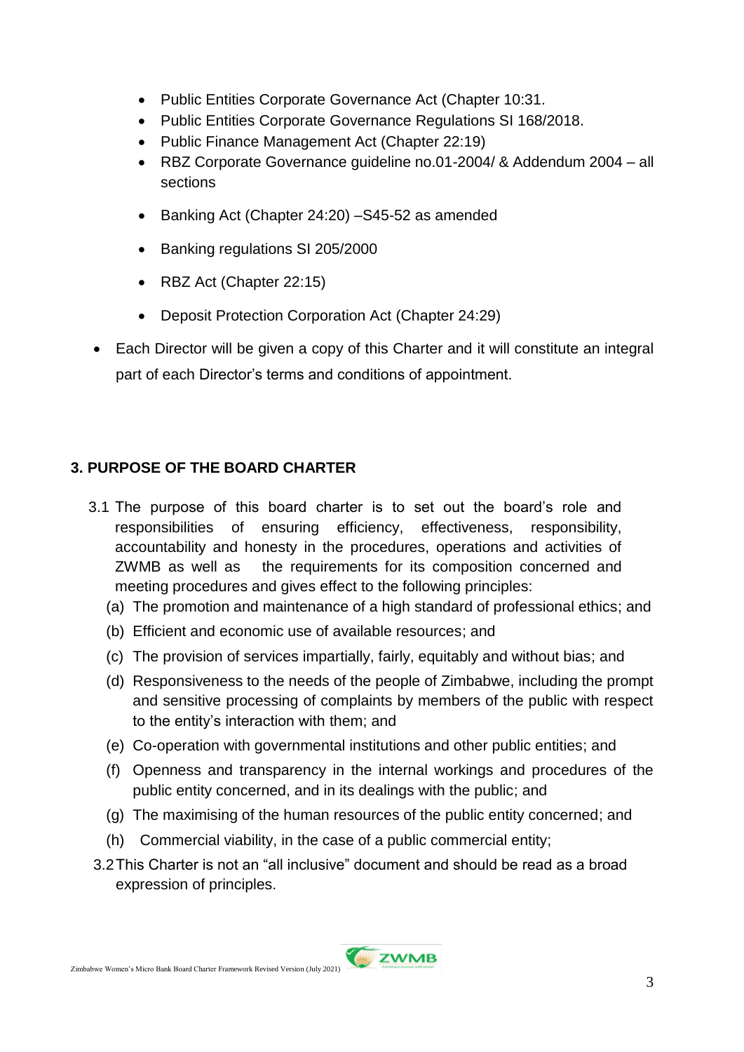- Public Entities Corporate Governance Act (Chapter 10:31.
- Public Entities Corporate Governance Regulations SI 168/2018.
- Public Finance Management Act (Chapter 22:19)
- RBZ Corporate Governance guideline no.01-2004/ & Addendum 2004 – all sections
- Banking Act (Chapter 24:20) –S45-52 as amended
- Banking regulations SI 205/2000
- RBZ Act (Chapter 22:15)
- Deposit Protection Corporation Act (Chapter 24:29)

- Each Director will be given a copy of this Charter and it will constitute an integral part of each Director's terms and conditions of appointment.

### 3. PURPOSE OF THE BOARD CHARTER

3.1 The purpose of this board charter is to set out the board's role and responsibilities of ensuring efficiency, effectiveness, responsibility, accountability and honesty in the procedures, operations and activities of ZWMB as well as the requirements for its composition concerned and meeting procedures and gives effect to the following principles:

(a) The promotion and maintenance of a high standard of professional ethics; and

(b) Efficient and economic use of available resources; and

(c) The provision of services impartially, fairly, equitably and without bias; and

(d) Responsiveness to the needs of the people of Zimbabwe, including the prompt and sensitive processing of complaints by members of the public with respect to the entity's interaction with them; and

(e) Co-operation with governmental institutions and other public entities; and

(f) Openness and transparency in the internal workings and procedures of the public entity concerned, and in its dealings with the public; and

(g) The maximising of the human resources of the public entity concerned; and

(h) Commercial viability, in the case of a public commercial entity;

3.2 This Charter is not an "all inclusive" document and should be read as a broad expression of principles.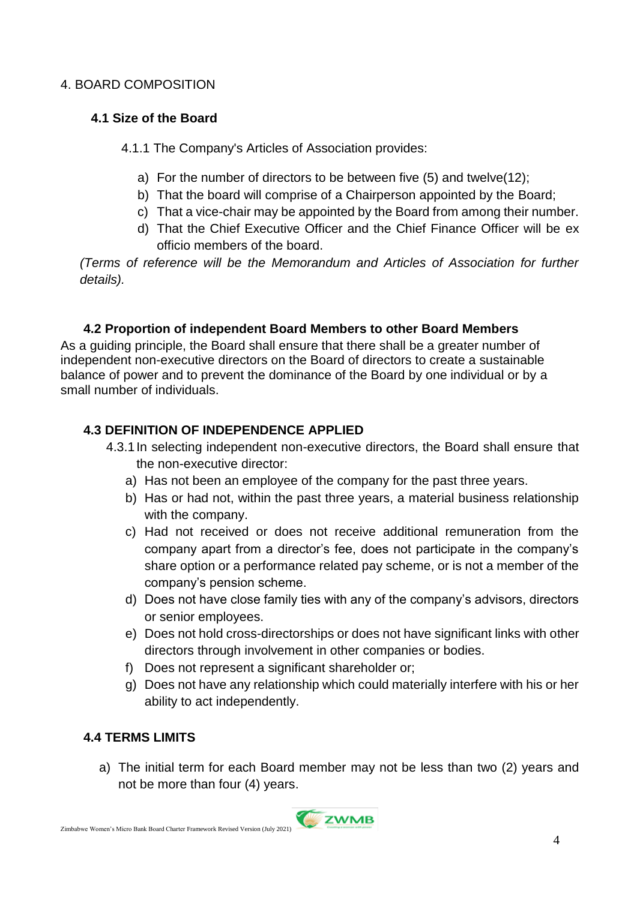# 4. BOARD COMPOSITION

## 4.1 Size of the Board

4.1.1 The Company's Articles of Association provides:

a) For the number of directors to be between five (5) and twelve(12);
b) That the board will comprise of a Chairperson appointed by the Board;
c) That a vice-chair may be appointed by the Board from among their number.
d) That the Chief Executive Officer and the Chief Finance Officer will be ex officio members of the board.

*(Terms of reference will be the Memorandum and Articles of Association for further details).*

## 4.2 Proportion of independent Board Members to other Board Members

As a guiding principle, the Board shall ensure that there shall be a greater number of independent non-executive directors on the Board of directors to create a sustainable balance of power and to prevent the dominance of the Board by one individual or by a small number of individuals.

## 4.3 DEFINITION OF INDEPENDENCE APPLIED

4.3.1 In selecting independent non-executive directors, the Board shall ensure that the non-executive director:

a) Has not been an employee of the company for the past three years.
b) Has or had not, within the past three years, a material business relationship with the company.
c) Had not received or does not receive additional remuneration from the company apart from a director's fee, does not participate in the company's share option or a performance related pay scheme, or is not a member of the company's pension scheme.
d) Does not have close family ties with any of the company's advisors, directors or senior employees.
e) Does not hold cross-directorships or does not have significant links with other directors through involvement in other companies or bodies.
f) Does not represent a significant shareholder or;
g) Does not have any relationship which could materially interfere with his or her ability to act independently.

## 4.4 TERMS LIMITS

a) The initial term for each Board member may not be less than two (2) years and not be more than four (4) years.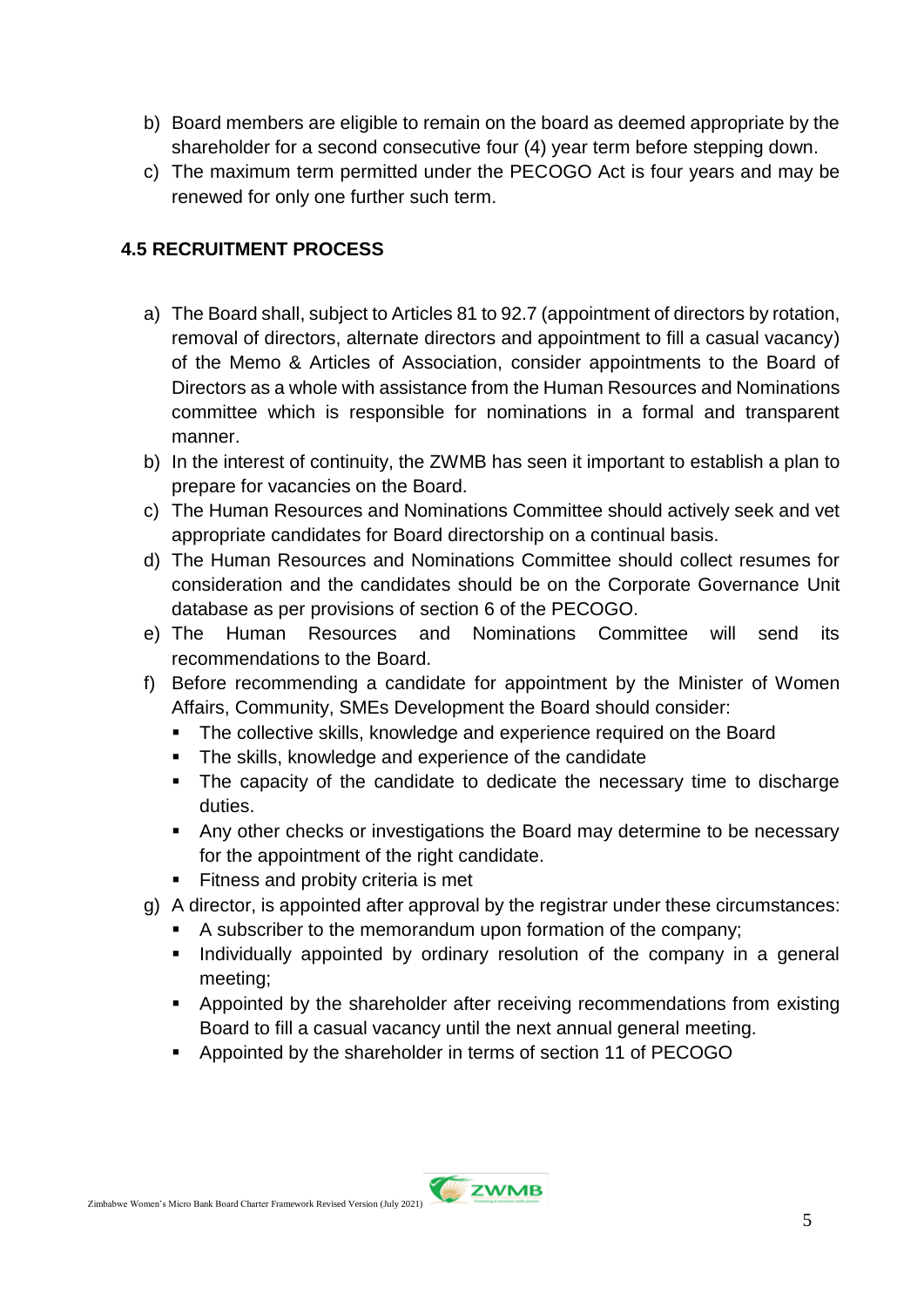b) Board members are eligible to remain on the board as deemed appropriate by the shareholder for a second consecutive four (4) year term before stepping down.

c) The maximum term permitted under the PECOGO Act is four years and may be renewed for only one further such term.

### 4.5 RECRUITMENT PROCESS

a) The Board shall, subject to Articles 81 to 92.7 (appointment of directors by rotation, removal of directors, alternate directors and appointment to fill a casual vacancy) of the Memo & Articles of Association, consider appointments to the Board of Directors as a whole with assistance from the Human Resources and Nominations committee which is responsible for nominations in a formal and transparent manner.

b) In the interest of continuity, the ZWMB has seen it important to establish a plan to prepare for vacancies on the Board.

c) The Human Resources and Nominations Committee should actively seek and vet appropriate candidates for Board directorship on a continual basis.

d) The Human Resources and Nominations Committee should collect resumes for consideration and the candidates should be on the Corporate Governance Unit database as per provisions of section 6 of the PECOGO.

e) The Human Resources and Nominations Committee will send its recommendations to the Board.

f) Before recommending a candidate for appointment by the Minister of Women Affairs, Community, SMEs Development the Board should consider:
   - The collective skills, knowledge and experience required on the Board
   - The skills, knowledge and experience of the candidate
   - The capacity of the candidate to dedicate the necessary time to discharge duties.
   - Any other checks or investigations the Board may determine to be necessary for the appointment of the right candidate.
   - Fitness and probity criteria is met

g) A director, is appointed after approval by the registrar under these circumstances:
   - A subscriber to the memorandum upon formation of the company;
   - Individually appointed by ordinary resolution of the company in a general meeting;
   - Appointed by the shareholder after receiving recommendations from existing Board to fill a casual vacancy until the next annual general meeting.
   - Appointed by the shareholder in terms of section 11 of PECOGO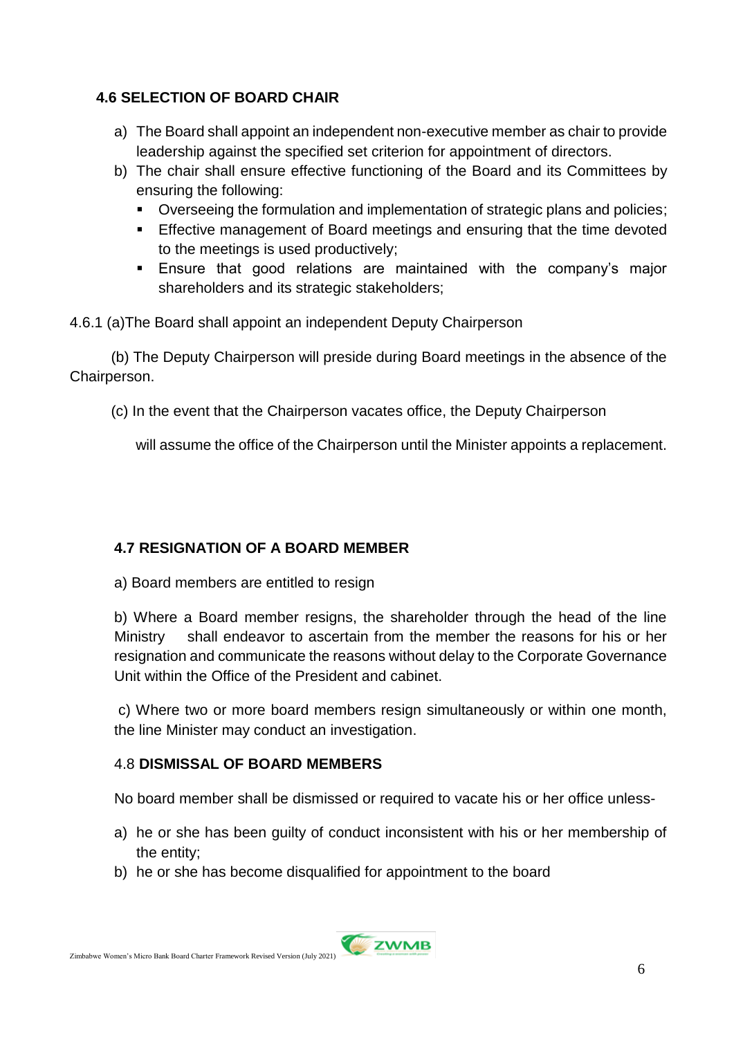### 4.6 SELECTION OF BOARD CHAIR

a) The Board shall appoint an independent non-executive member as chair to provide leadership against the specified set criterion for appointment of directors.

b) The chair shall ensure effective functioning of the Board and its Committees by ensuring the following:
   - Overseeing the formulation and implementation of strategic plans and policies;
   - Effective management of Board meetings and ensuring that the time devoted to the meetings is used productively;
   - Ensure that good relations are maintained with the company's major shareholders and its strategic stakeholders;

4.6.1 (a)The Board shall appoint an independent Deputy Chairperson

(b) The Deputy Chairperson will preside during Board meetings in the absence of the Chairperson.

(c) In the event that the Chairperson vacates office, the Deputy Chairperson will assume the office of the Chairperson until the Minister appoints a replacement.

### 4.7 RESIGNATION OF A BOARD MEMBER

a) Board members are entitled to resign

b) Where a Board member resigns, the shareholder through the head of the line Ministry shall endeavor to ascertain from the member the reasons for his or her resignation and communicate the reasons without delay to the Corporate Governance Unit within the Office of the President and cabinet.

c) Where two or more board members resign simultaneously or within one month, the line Minister may conduct an investigation.

### 4.8 DISMISSAL OF BOARD MEMBERS

No board member shall be dismissed or required to vacate his or her office unless-

a) he or she has been guilty of conduct inconsistent with his or her membership of the entity;
b) he or she has become disqualified for appointment to the board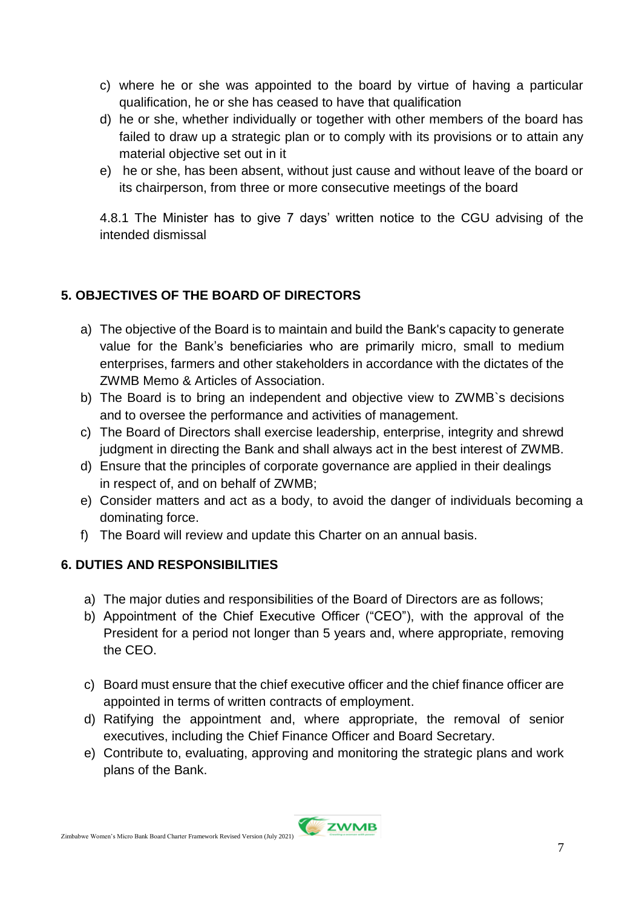c) where he or she was appointed to the board by virtue of having a particular qualification, he or she has ceased to have that qualification
d) he or she, whether individually or together with other members of the board has failed to draw up a strategic plan or to comply with its provisions or to attain any material objective set out in it
e) he or she, has been absent, without just cause and without leave of the board or its chairperson, from three or more consecutive meetings of the board

4.8.1 The Minister has to give 7 days' written notice to the CGU advising of the intended dismissal

## 5. OBJECTIVES OF THE BOARD OF DIRECTORS

a) The objective of the Board is to maintain and build the Bank's capacity to generate value for the Bank's beneficiaries who are primarily micro, small to medium enterprises, farmers and other stakeholders in accordance with the dictates of the ZWMB Memo & Articles of Association.
b) The Board is to bring an independent and objective view to ZWMB`s decisions and to oversee the performance and activities of management.
c) The Board of Directors shall exercise leadership, enterprise, integrity and shrewd judgment in directing the Bank and shall always act in the best interest of ZWMB.
d) Ensure that the principles of corporate governance are applied in their dealings in respect of, and on behalf of ZWMB;
e) Consider matters and act as a body, to avoid the danger of individuals becoming a dominating force.
f) The Board will review and update this Charter on an annual basis.

## 6. DUTIES AND RESPONSIBILITIES

a) The major duties and responsibilities of the Board of Directors are as follows;
b) Appointment of the Chief Executive Officer ("CEO"), with the approval of the President for a period not longer than 5 years and, where appropriate, removing the CEO.
c) Board must ensure that the chief executive officer and the chief finance officer are appointed in terms of written contracts of employment.
d) Ratifying the appointment and, where appropriate, the removal of senior executives, including the Chief Finance Officer and Board Secretary.
e) Contribute to, evaluating, approving and monitoring the strategic plans and work plans of the Bank.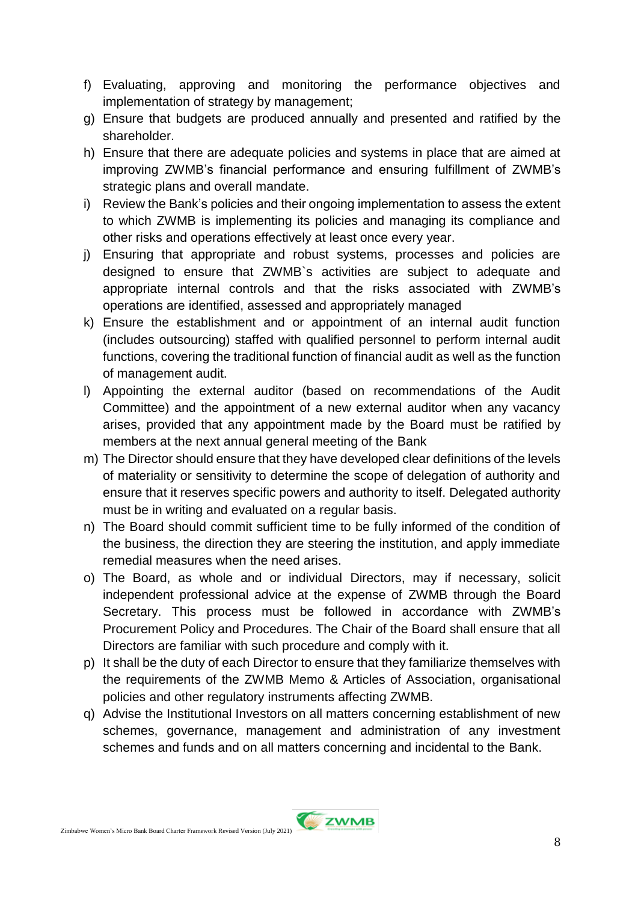f) Evaluating, approving and monitoring the performance objectives and implementation of strategy by management;
g) Ensure that budgets are produced annually and presented and ratified by the shareholder.
h) Ensure that there are adequate policies and systems in place that are aimed at improving ZWMB's financial performance and ensuring fulfillment of ZWMB's strategic plans and overall mandate.
i) Review the Bank's policies and their ongoing implementation to assess the extent to which ZWMB is implementing its policies and managing its compliance and other risks and operations effectively at least once every year.
j) Ensuring that appropriate and robust systems, processes and policies are designed to ensure that ZWMB`s activities are subject to adequate and appropriate internal controls and that the risks associated with ZWMB's operations are identified, assessed and appropriately managed
k) Ensure the establishment and or appointment of an internal audit function (includes outsourcing) staffed with qualified personnel to perform internal audit functions, covering the traditional function of financial audit as well as the function of management audit.
l) Appointing the external auditor (based on recommendations of the Audit Committee) and the appointment of a new external auditor when any vacancy arises, provided that any appointment made by the Board must be ratified by members at the next annual general meeting of the Bank
m) The Director should ensure that they have developed clear definitions of the levels of materiality or sensitivity to determine the scope of delegation of authority and ensure that it reserves specific powers and authority to itself. Delegated authority must be in writing and evaluated on a regular basis.
n) The Board should commit sufficient time to be fully informed of the condition of the business, the direction they are steering the institution, and apply immediate remedial measures when the need arises.
o) The Board, as whole and or individual Directors, may if necessary, solicit independent professional advice at the expense of ZWMB through the Board Secretary. This process must be followed in accordance with ZWMB's Procurement Policy and Procedures. The Chair of the Board shall ensure that all Directors are familiar with such procedure and comply with it.
p) It shall be the duty of each Director to ensure that they familiarize themselves with the requirements of the ZWMB Memo & Articles of Association, organisational policies and other regulatory instruments affecting ZWMB.
q) Advise the Institutional Investors on all matters concerning establishment of new schemes, governance, management and administration of any investment schemes and funds and on all matters concerning and incidental to the Bank.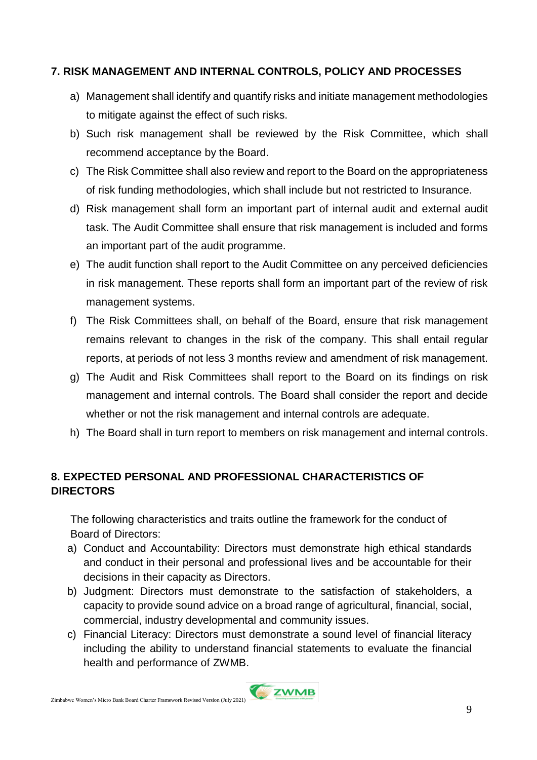## 7. RISK MANAGEMENT AND INTERNAL CONTROLS, POLICY AND PROCESSES

a) Management shall identify and quantify risks and initiate management methodologies to mitigate against the effect of such risks.

b) Such risk management shall be reviewed by the Risk Committee, which shall recommend acceptance by the Board.

c) The Risk Committee shall also review and report to the Board on the appropriateness of risk funding methodologies, which shall include but not restricted to Insurance.

d) Risk management shall form an important part of internal audit and external audit task. The Audit Committee shall ensure that risk management is included and forms an important part of the audit programme.

e) The audit function shall report to the Audit Committee on any perceived deficiencies in risk management. These reports shall form an important part of the review of risk management systems.

f) The Risk Committees shall, on behalf of the Board, ensure that risk management remains relevant to changes in the risk of the company. This shall entail regular reports, at periods of not less 3 months review and amendment of risk management.

g) The Audit and Risk Committees shall report to the Board on its findings on risk management and internal controls. The Board shall consider the report and decide whether or not the risk management and internal controls are adequate.

h) The Board shall in turn report to members on risk management and internal controls.

## 8. EXPECTED PERSONAL AND PROFESSIONAL CHARACTERISTICS OF DIRECTORS

The following characteristics and traits outline the framework for the conduct of Board of Directors:

a) Conduct and Accountability: Directors must demonstrate high ethical standards and conduct in their personal and professional lives and be accountable for their decisions in their capacity as Directors.

b) Judgment: Directors must demonstrate to the satisfaction of stakeholders, a capacity to provide sound advice on a broad range of agricultural, financial, social, commercial, industry developmental and community issues.

c) Financial Literacy: Directors must demonstrate a sound level of financial literacy including the ability to understand financial statements to evaluate the financial health and performance of ZWMB.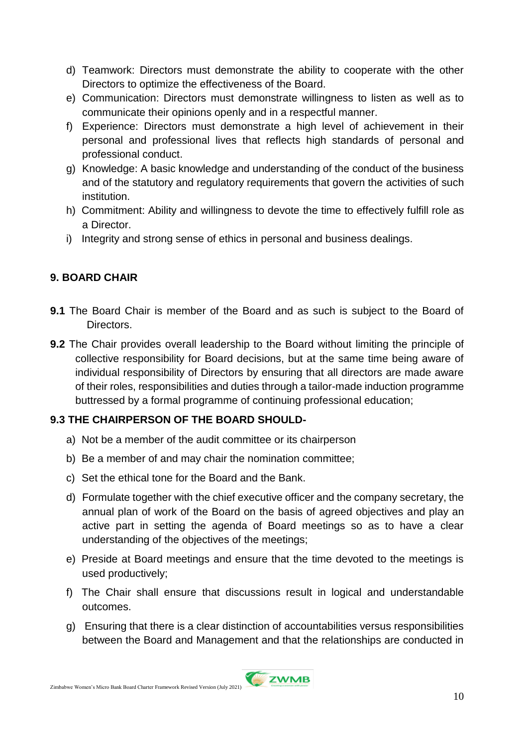d) Teamwork: Directors must demonstrate the ability to cooperate with the other Directors to optimize the effectiveness of the Board.
e) Communication: Directors must demonstrate willingness to listen as well as to communicate their opinions openly and in a respectful manner.
f) Experience: Directors must demonstrate a high level of achievement in their personal and professional lives that reflects high standards of personal and professional conduct.
g) Knowledge: A basic knowledge and understanding of the conduct of the business and of the statutory and regulatory requirements that govern the activities of such institution.
h) Commitment: Ability and willingness to devote the time to effectively fulfill role as a Director.
i) Integrity and strong sense of ethics in personal and business dealings.

## 9. BOARD CHAIR

**9.1** The Board Chair is member of the Board and as such is subject to the Board of Directors.

**9.2** The Chair provides overall leadership to the Board without limiting the principle of collective responsibility for Board decisions, but at the same time being aware of individual responsibility of Directors by ensuring that all directors are made aware of their roles, responsibilities and duties through a tailor-made induction programme buttressed by a formal programme of continuing professional education;

### 9.3 THE CHAIRPERSON OF THE BOARD SHOULD-

a) Not be a member of the audit committee or its chairperson
b) Be a member of and may chair the nomination committee;
c) Set the ethical tone for the Board and the Bank.
d) Formulate together with the chief executive officer and the company secretary, the annual plan of work of the Board on the basis of agreed objectives and play an active part in setting the agenda of Board meetings so as to have a clear understanding of the objectives of the meetings;
e) Preside at Board meetings and ensure that the time devoted to the meetings is used productively;
f) The Chair shall ensure that discussions result in logical and understandable outcomes.
g) Ensuring that there is a clear distinction of accountabilities versus responsibilities between the Board and Management and that the relationships are conducted in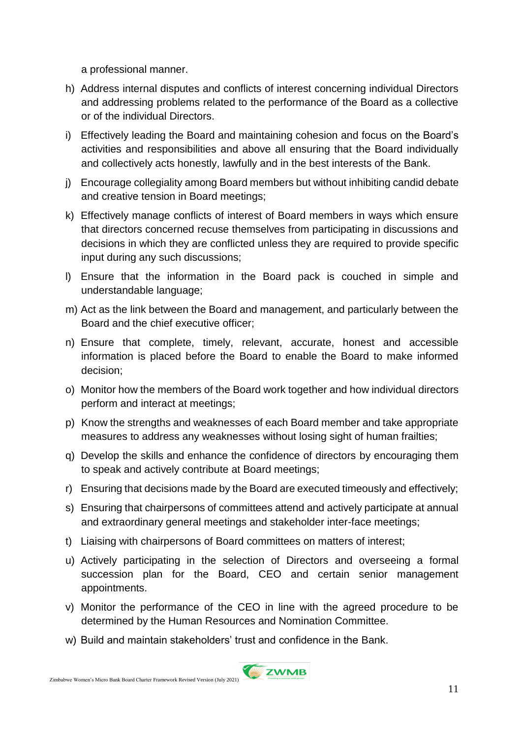a professional manner.

h) Address internal disputes and conflicts of interest concerning individual Directors and addressing problems related to the performance of the Board as a collective or of the individual Directors.

i) Effectively leading the Board and maintaining cohesion and focus on the Board's activities and responsibilities and above all ensuring that the Board individually and collectively acts honestly, lawfully and in the best interests of the Bank.

j) Encourage collegiality among Board members but without inhibiting candid debate and creative tension in Board meetings;

k) Effectively manage conflicts of interest of Board members in ways which ensure that directors concerned recuse themselves from participating in discussions and decisions in which they are conflicted unless they are required to provide specific input during any such discussions;

l) Ensure that the information in the Board pack is couched in simple and understandable language;

m) Act as the link between the Board and management, and particularly between the Board and the chief executive officer;

n) Ensure that complete, timely, relevant, accurate, honest and accessible information is placed before the Board to enable the Board to make informed decision;

o) Monitor how the members of the Board work together and how individual directors perform and interact at meetings;

p) Know the strengths and weaknesses of each Board member and take appropriate measures to address any weaknesses without losing sight of human frailties;

q) Develop the skills and enhance the confidence of directors by encouraging them to speak and actively contribute at Board meetings;

r) Ensuring that decisions made by the Board are executed timeously and effectively;

s) Ensuring that chairpersons of committees attend and actively participate at annual and extraordinary general meetings and stakeholder inter-face meetings;

t) Liaising with chairpersons of Board committees on matters of interest;

u) Actively participating in the selection of Directors and overseeing a formal succession plan for the Board, CEO and certain senior management appointments.

v) Monitor the performance of the CEO in line with the agreed procedure to be determined by the Human Resources and Nomination Committee.

w) Build and maintain stakeholders' trust and confidence in the Bank.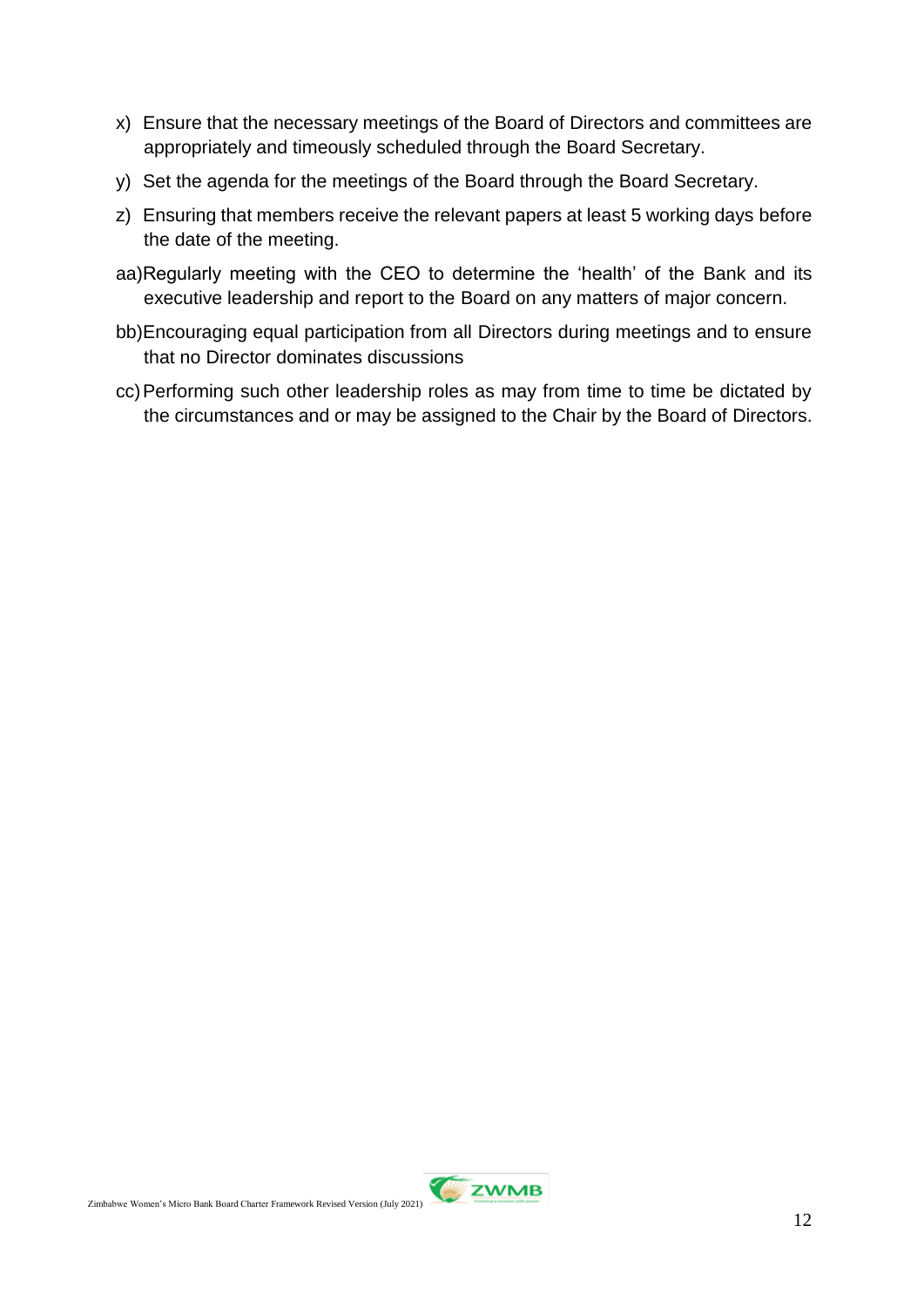x) Ensure that the necessary meetings of the Board of Directors and committees are appropriately and timeously scheduled through the Board Secretary.

y) Set the agenda for the meetings of the Board through the Board Secretary.

z) Ensuring that members receive the relevant papers at least 5 working days before the date of the meeting.

aa) Regularly meeting with the CEO to determine the 'health' of the Bank and its executive leadership and report to the Board on any matters of major concern.

bb) Encouraging equal participation from all Directors during meetings and to ensure that no Director dominates discussions

cc) Performing such other leadership roles as may from time to time be dictated by the circumstances and or may be assigned to the Chair by the Board of Directors.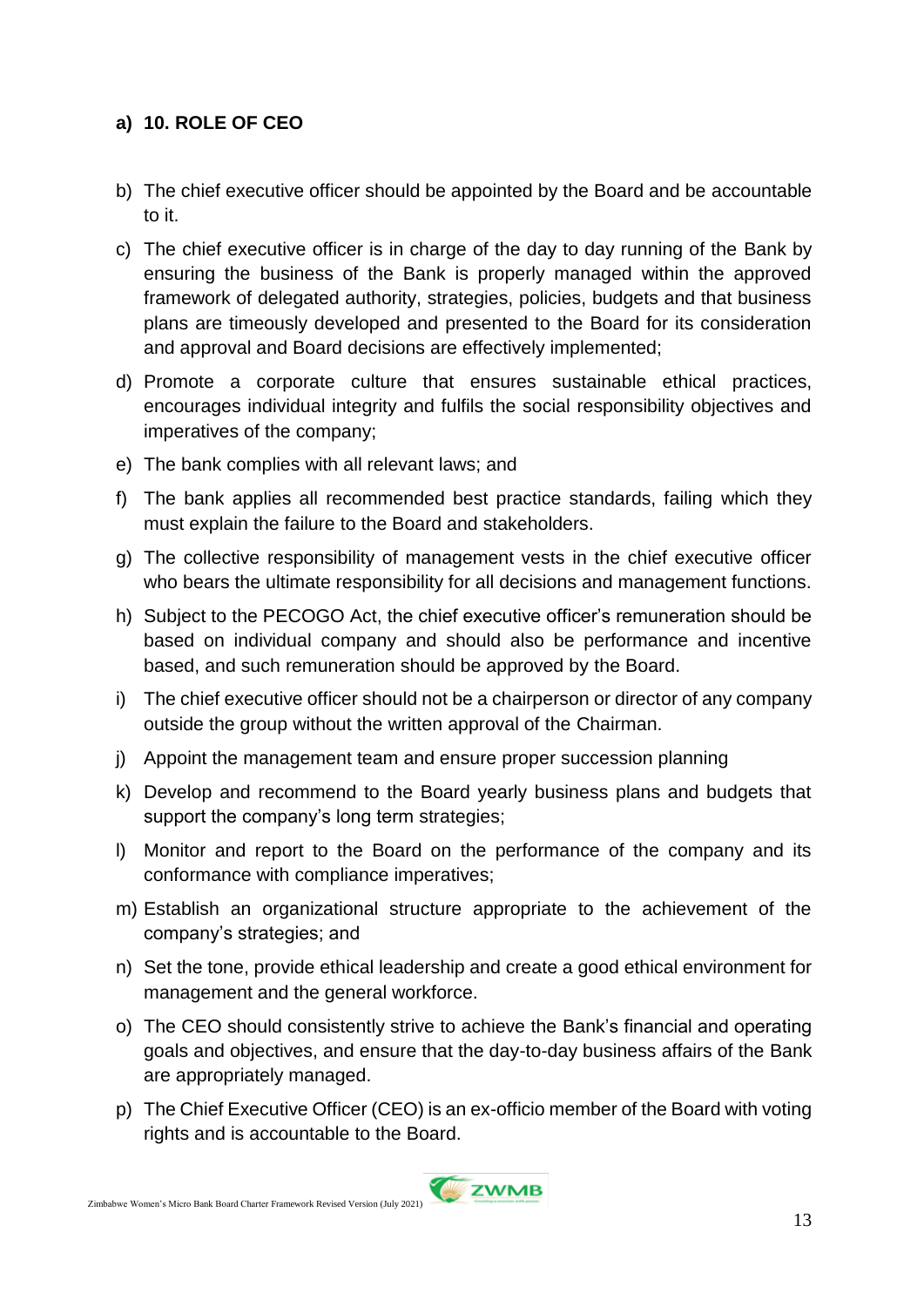a) **10. ROLE OF CEO**

b) The chief executive officer should be appointed by the Board and be accountable to it.

c) The chief executive officer is in charge of the day to day running of the Bank by ensuring the business of the Bank is properly managed within the approved framework of delegated authority, strategies, policies, budgets and that business plans are timeously developed and presented to the Board for its consideration and approval and Board decisions are effectively implemented;

d) Promote a corporate culture that ensures sustainable ethical practices, encourages individual integrity and fulfils the social responsibility objectives and imperatives of the company;

e) The bank complies with all relevant laws; and

f) The bank applies all recommended best practice standards, failing which they must explain the failure to the Board and stakeholders.

g) The collective responsibility of management vests in the chief executive officer who bears the ultimate responsibility for all decisions and management functions.

h) Subject to the PECOGO Act, the chief executive officer's remuneration should be based on individual company and should also be performance and incentive based, and such remuneration should be approved by the Board.

i) The chief executive officer should not be a chairperson or director of any company outside the group without the written approval of the Chairman.

j) Appoint the management team and ensure proper succession planning

k) Develop and recommend to the Board yearly business plans and budgets that support the company's long term strategies;

l) Monitor and report to the Board on the performance of the company and its conformance with compliance imperatives;

m) Establish an organizational structure appropriate to the achievement of the company's strategies; and

n) Set the tone, provide ethical leadership and create a good ethical environment for management and the general workforce.

o) The CEO should consistently strive to achieve the Bank's financial and operating goals and objectives, and ensure that the day-to-day business affairs of the Bank are appropriately managed.

p) The Chief Executive Officer (CEO) is an ex-officio member of the Board with voting rights and is accountable to the Board.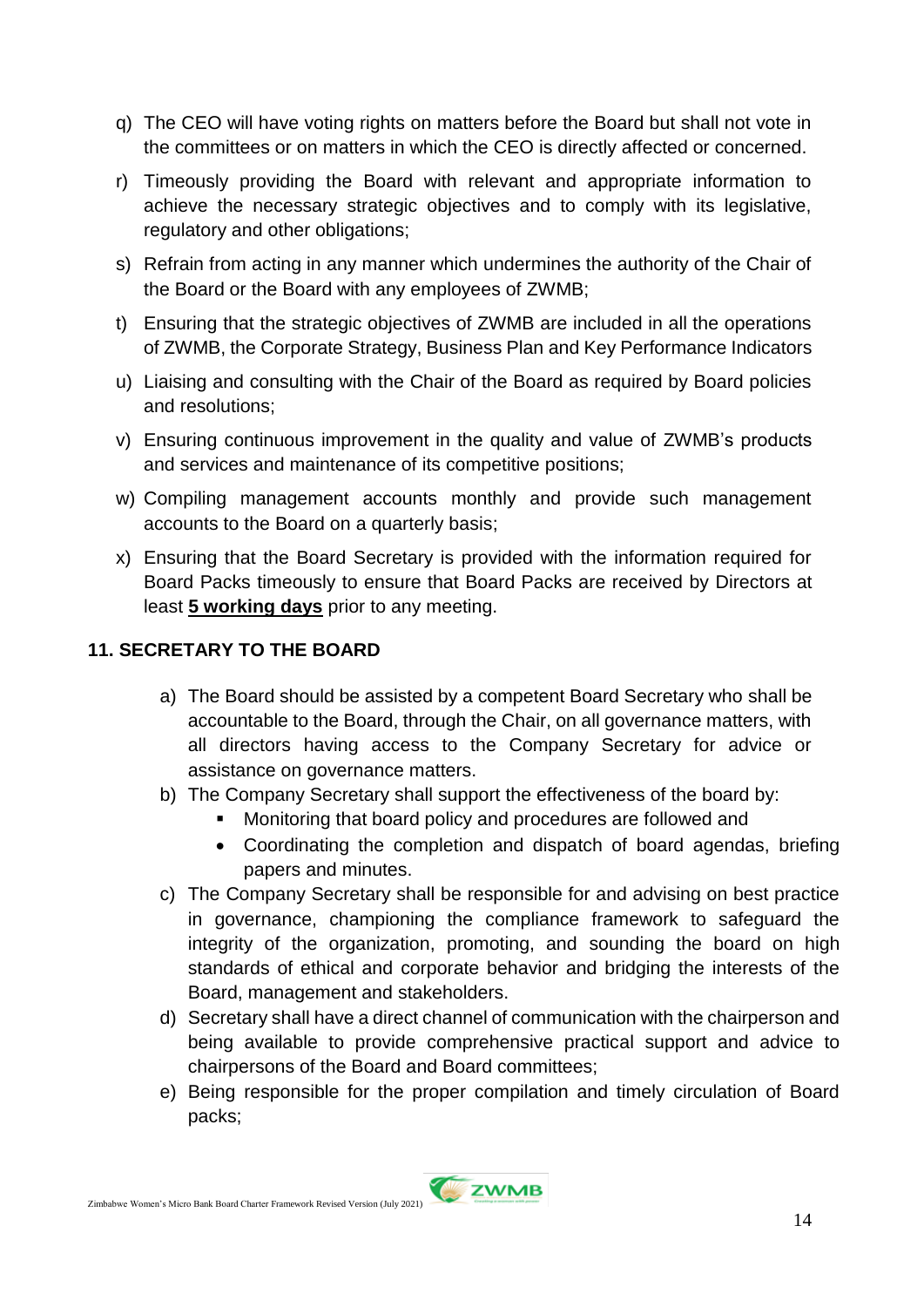q) The CEO will have voting rights on matters before the Board but shall not vote in the committees or on matters in which the CEO is directly affected or concerned.

r) Timeously providing the Board with relevant and appropriate information to achieve the necessary strategic objectives and to comply with its legislative, regulatory and other obligations;

s) Refrain from acting in any manner which undermines the authority of the Chair of the Board or the Board with any employees of ZWMB;

t) Ensuring that the strategic objectives of ZWMB are included in all the operations of ZWMB, the Corporate Strategy, Business Plan and Key Performance Indicators

u) Liaising and consulting with the Chair of the Board as required by Board policies and resolutions;

v) Ensuring continuous improvement in the quality and value of ZWMB's products and services and maintenance of its competitive positions;

w) Compiling management accounts monthly and provide such management accounts to the Board on a quarterly basis;

x) Ensuring that the Board Secretary is provided with the information required for Board Packs timeously to ensure that Board Packs are received by Directors at least **5 working days** prior to any meeting.

## 11. SECRETARY TO THE BOARD

a) The Board should be assisted by a competent Board Secretary who shall be accountable to the Board, through the Chair, on all governance matters, with all directors having access to the Company Secretary for advice or assistance on governance matters.

b) The Company Secretary shall support the effectiveness of the board by:
   - Monitoring that board policy and procedures are followed and
   - Coordinating the completion and dispatch of board agendas, briefing papers and minutes.

c) The Company Secretary shall be responsible for and advising on best practice in governance, championing the compliance framework to safeguard the integrity of the organization, promoting, and sounding the board on high standards of ethical and corporate behavior and bridging the interests of the Board, management and stakeholders.

d) Secretary shall have a direct channel of communication with the chairperson and being available to provide comprehensive practical support and advice to chairpersons of the Board and Board committees;

e) Being responsible for the proper compilation and timely circulation of Board packs;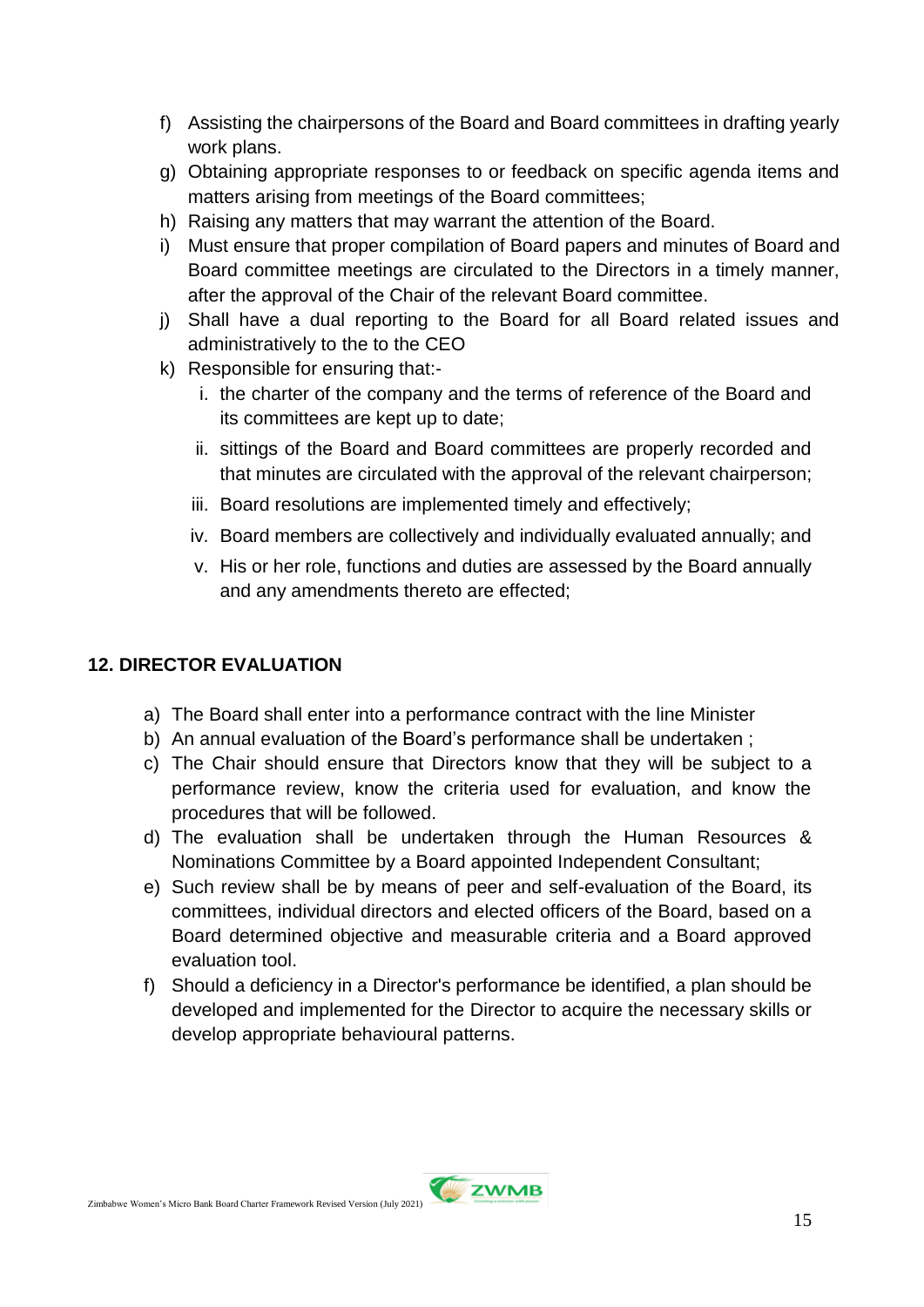f) Assisting the chairpersons of the Board and Board committees in drafting yearly work plans.
g) Obtaining appropriate responses to or feedback on specific agenda items and matters arising from meetings of the Board committees;
h) Raising any matters that may warrant the attention of the Board.
i) Must ensure that proper compilation of Board papers and minutes of Board and Board committee meetings are circulated to the Directors in a timely manner, after the approval of the Chair of the relevant Board committee.
j) Shall have a dual reporting to the Board for all Board related issues and administratively to the to the CEO
k) Responsible for ensuring that:-
    i. the charter of the company and the terms of reference of the Board and its committees are kept up to date;
    ii. sittings of the Board and Board committees are properly recorded and that minutes are circulated with the approval of the relevant chairperson;
    iii. Board resolutions are implemented timely and effectively;
    iv. Board members are collectively and individually evaluated annually; and
    v. His or her role, functions and duties are assessed by the Board annually and any amendments thereto are effected;

## 12. DIRECTOR EVALUATION

a) The Board shall enter into a performance contract with the line Minister
b) An annual evaluation of the Board's performance shall be undertaken ;
c) The Chair should ensure that Directors know that they will be subject to a performance review, know the criteria used for evaluation, and know the procedures that will be followed.
d) The evaluation shall be undertaken through the Human Resources & Nominations Committee by a Board appointed Independent Consultant;
e) Such review shall be by means of peer and self-evaluation of the Board, its committees, individual directors and elected officers of the Board, based on a Board determined objective and measurable criteria and a Board approved evaluation tool.
f) Should a deficiency in a Director's performance be identified, a plan should be developed and implemented for the Director to acquire the necessary skills or develop appropriate behavioural patterns.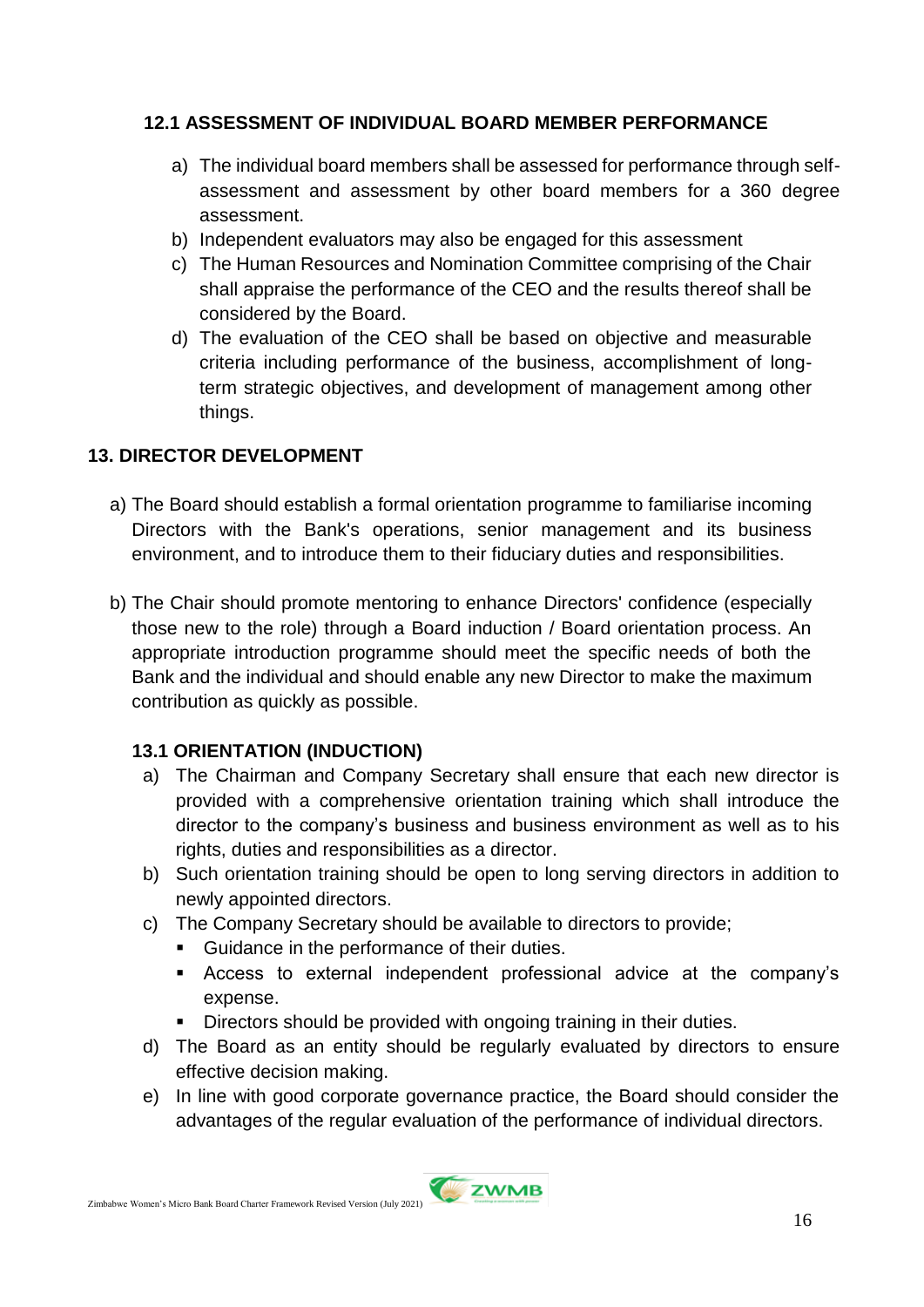### 12.1 ASSESSMENT OF INDIVIDUAL BOARD MEMBER PERFORMANCE

a) The individual board members shall be assessed for performance through self-assessment and assessment by other board members for a 360 degree assessment.
b) Independent evaluators may also be engaged for this assessment
c) The Human Resources and Nomination Committee comprising of the Chair shall appraise the performance of the CEO and the results thereof shall be considered by the Board.
d) The evaluation of the CEO shall be based on objective and measurable criteria including performance of the business, accomplishment of long-term strategic objectives, and development of management among other things.

## 13. DIRECTOR DEVELOPMENT

a) The Board should establish a formal orientation programme to familiarise incoming Directors with the Bank's operations, senior management and its business environment, and to introduce them to their fiduciary duties and responsibilities.

b) The Chair should promote mentoring to enhance Directors' confidence (especially those new to the role) through a Board induction / Board orientation process. An appropriate introduction programme should meet the specific needs of both the Bank and the individual and should enable any new Director to make the maximum contribution as quickly as possible.

### 13.1 ORIENTATION (INDUCTION)

a) The Chairman and Company Secretary shall ensure that each new director is provided with a comprehensive orientation training which shall introduce the director to the company's business and business environment as well as to his rights, duties and responsibilities as a director.
b) Such orientation training should be open to long serving directors in addition to newly appointed directors.
c) The Company Secretary should be available to directors to provide;
   - Guidance in the performance of their duties.
   - Access to external independent professional advice at the company's expense.
   - Directors should be provided with ongoing training in their duties.
d) The Board as an entity should be regularly evaluated by directors to ensure effective decision making.
e) In line with good corporate governance practice, the Board should consider the advantages of the regular evaluation of the performance of individual directors.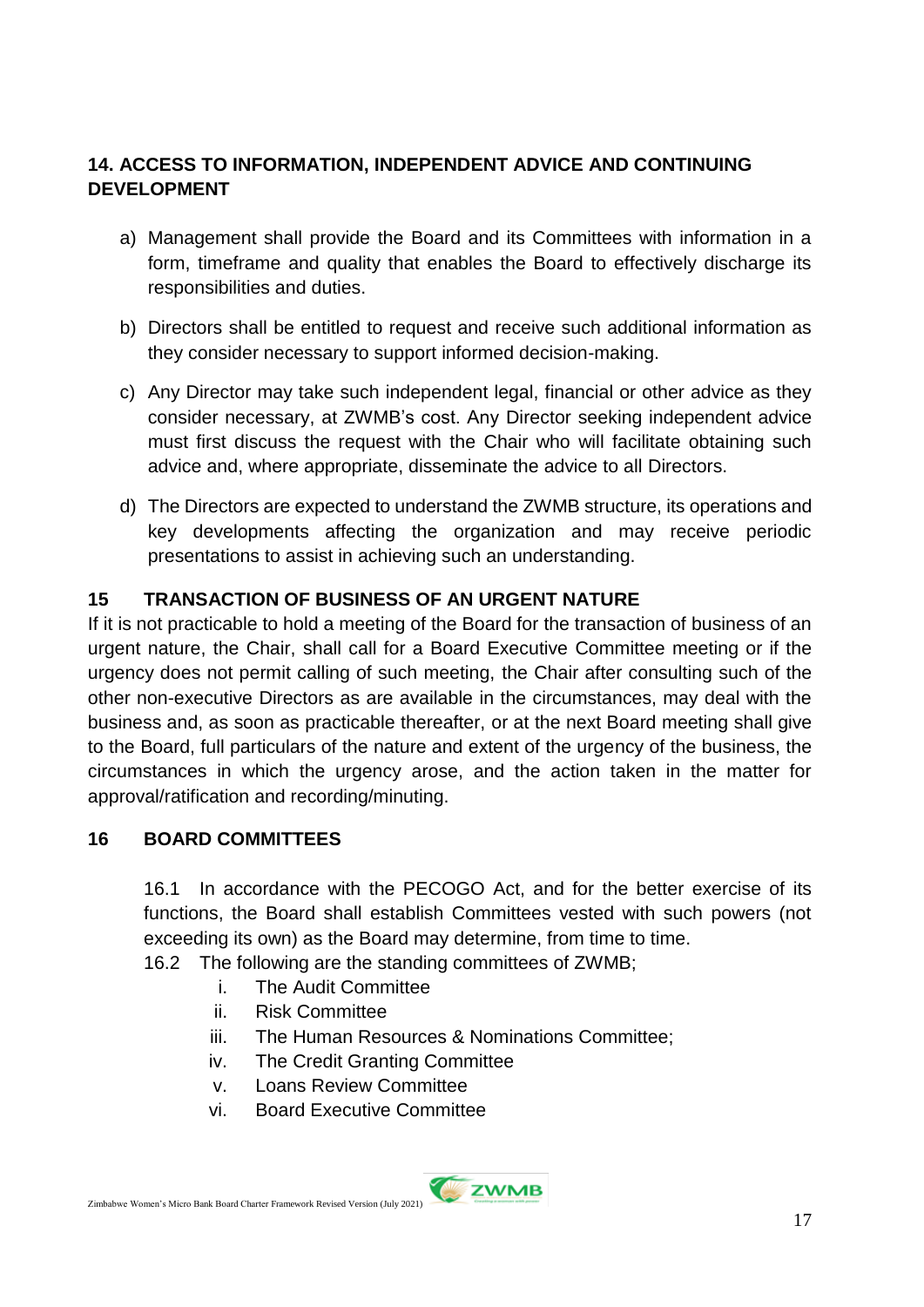## 14. ACCESS TO INFORMATION, INDEPENDENT ADVICE AND CONTINUING DEVELOPMENT

a) Management shall provide the Board and its Committees with information in a form, timeframe and quality that enables the Board to effectively discharge its responsibilities and duties.

b) Directors shall be entitled to request and receive such additional information as they consider necessary to support informed decision-making.

c) Any Director may take such independent legal, financial or other advice as they consider necessary, at ZWMB's cost. Any Director seeking independent advice must first discuss the request with the Chair who will facilitate obtaining such advice and, where appropriate, disseminate the advice to all Directors.

d) The Directors are expected to understand the ZWMB structure, its operations and key developments affecting the organization and may receive periodic presentations to assist in achieving such an understanding.

## 15 TRANSACTION OF BUSINESS OF AN URGENT NATURE

If it is not practicable to hold a meeting of the Board for the transaction of business of an urgent nature, the Chair, shall call for a Board Executive Committee meeting or if the urgency does not permit calling of such meeting, the Chair after consulting such of the other non-executive Directors as are available in the circumstances, may deal with the business and, as soon as practicable thereafter, or at the next Board meeting shall give to the Board, full particulars of the nature and extent of the urgency of the business, the circumstances in which the urgency arose, and the action taken in the matter for approval/ratification and recording/minuting.

## 16 BOARD COMMITTEES

16.1 In accordance with the PECOGO Act, and for the better exercise of its functions, the Board shall establish Committees vested with such powers (not exceeding its own) as the Board may determine, from time to time.

16.2 The following are the standing committees of ZWMB;

i. The Audit Committee
ii. Risk Committee
iii. The Human Resources & Nominations Committee;
iv. The Credit Granting Committee
v. Loans Review Committee
vi. Board Executive Committee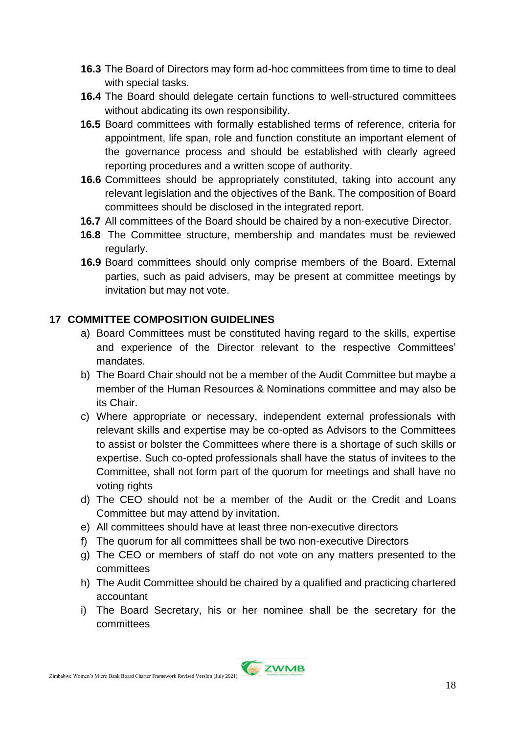- **16.3** The Board of Directors may form ad-hoc committees from time to time to deal with special tasks.
- **16.4** The Board should delegate certain functions to well-structured committees without abdicating its own responsibility.
- **16.5** Board committees with formally established terms of reference, criteria for appointment, life span, role and function constitute an important element of the governance process and should be established with clearly agreed reporting procedures and a written scope of authority.
- **16.6** Committees should be appropriately constituted, taking into account any relevant legislation and the objectives of the Bank. The composition of Board committees should be disclosed in the integrated report.
- **16.7** All committees of the Board should be chaired by a non-executive Director.
- **16.8** The Committee structure, membership and mandates must be reviewed regularly.
- **16.9** Board committees should only comprise members of the Board. External parties, such as paid advisers, may be present at committee meetings by invitation but may not vote.

## 17 COMMITTEE COMPOSITION GUIDELINES

a) Board Committees must be constituted having regard to the skills, expertise and experience of the Director relevant to the respective Committees' mandates.

b) The Board Chair should not be a member of the Audit Committee but maybe a member of the Human Resources & Nominations committee and may also be its Chair.

c) Where appropriate or necessary, independent external professionals with relevant skills and expertise may be co-opted as Advisors to the Committees to assist or bolster the Committees where there is a shortage of such skills or expertise. Such co-opted professionals shall have the status of invitees to the Committee, shall not form part of the quorum for meetings and shall have no voting rights

d) The CEO should not be a member of the Audit or the Credit and Loans Committee but may attend by invitation.

e) All committees should have at least three non-executive directors

f) The quorum for all committees shall be two non-executive Directors

g) The CEO or members of staff do not vote on any matters presented to the committees

h) The Audit Committee should be chaired by a qualified and practicing chartered accountant

i) The Board Secretary, his or her nominee shall be the secretary for the committees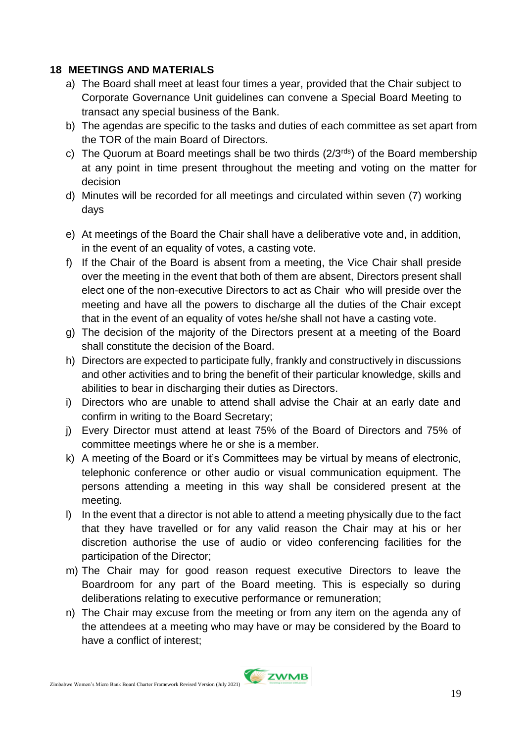## 18 MEETINGS AND MATERIALS

a) The Board shall meet at least four times a year, provided that the Chair subject to Corporate Governance Unit guidelines can convene a Special Board Meeting to transact any special business of the Bank.

b) The agendas are specific to the tasks and duties of each committee as set apart from the TOR of the main Board of Directors.

c) The Quorum at Board meetings shall be two thirds (2/3[rds]) of the Board membership at any point in time present throughout the meeting and voting on the matter for decision

d) Minutes will be recorded for all meetings and circulated within seven (7) working days

e) At meetings of the Board the Chair shall have a deliberative vote and, in addition, in the event of an equality of votes, a casting vote.

f) If the Chair of the Board is absent from a meeting, the Vice Chair shall preside over the meeting in the event that both of them are absent, Directors present shall elect one of the non-executive Directors to act as Chair who will preside over the meeting and have all the powers to discharge all the duties of the Chair except that in the event of an equality of votes he/she shall not have a casting vote.

g) The decision of the majority of the Directors present at a meeting of the Board shall constitute the decision of the Board.

h) Directors are expected to participate fully, frankly and constructively in discussions and other activities and to bring the benefit of their particular knowledge, skills and abilities to bear in discharging their duties as Directors.

i) Directors who are unable to attend shall advise the Chair at an early date and confirm in writing to the Board Secretary;

j) Every Director must attend at least 75% of the Board of Directors and 75% of committee meetings where he or she is a member.

k) A meeting of the Board or it's Committees may be virtual by means of electronic, telephonic conference or other audio or visual communication equipment. The persons attending a meeting in this way shall be considered present at the meeting.

l) In the event that a director is not able to attend a meeting physically due to the fact that they have travelled or for any valid reason the Chair may at his or her discretion authorise the use of audio or video conferencing facilities for the participation of the Director;

m) The Chair may for good reason request executive Directors to leave the Boardroom for any part of the Board meeting. This is especially so during deliberations relating to executive performance or remuneration;

n) The Chair may excuse from the meeting or from any item on the agenda any of the attendees at a meeting who may have or may be considered by the Board to have a conflict of interest;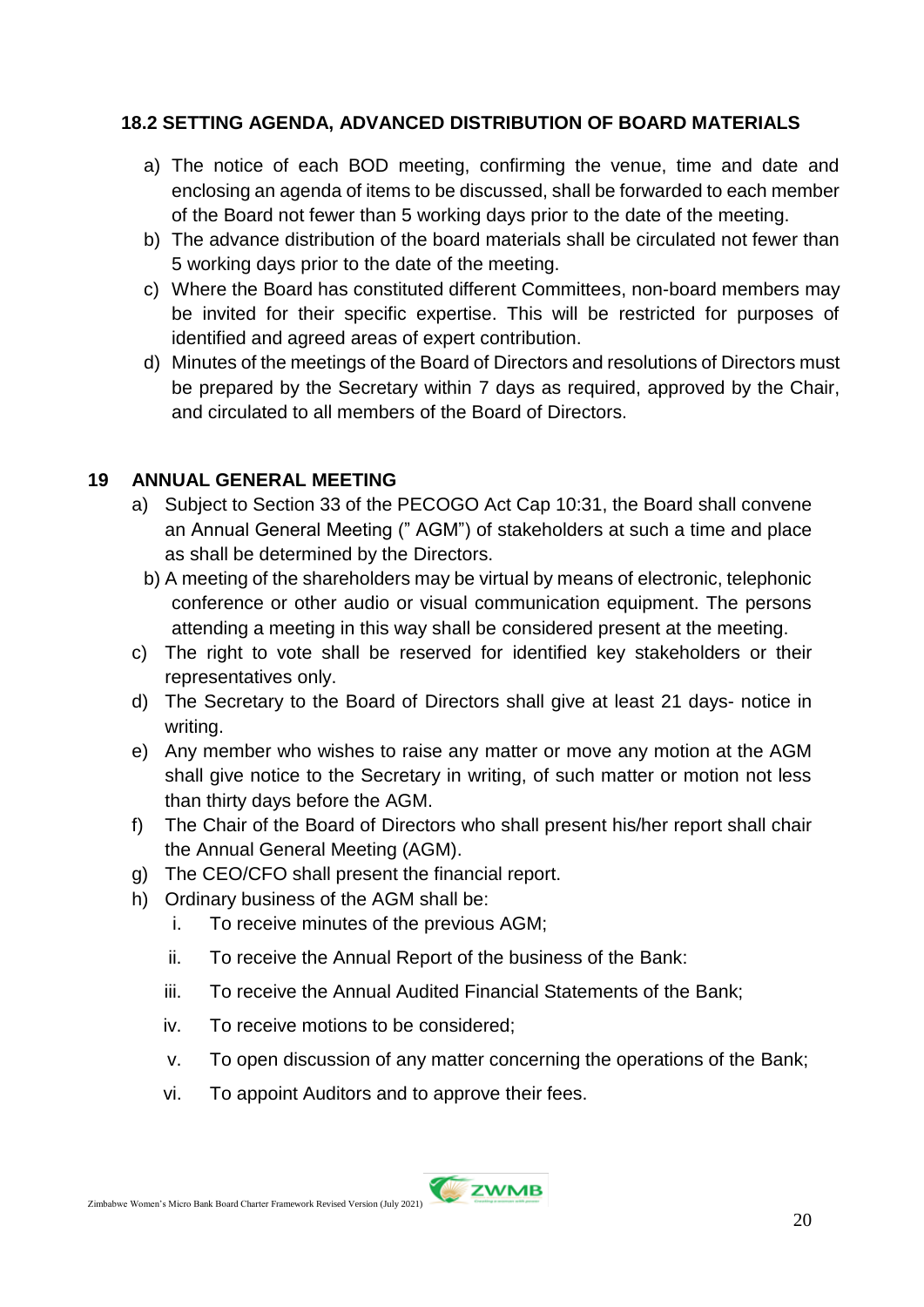### 18.2 SETTING AGENDA, ADVANCED DISTRIBUTION OF BOARD MATERIALS

a) The notice of each BOD meeting, confirming the venue, time and date and enclosing an agenda of items to be discussed, shall be forwarded to each member of the Board not fewer than 5 working days prior to the date of the meeting.

b) The advance distribution of the board materials shall be circulated not fewer than 5 working days prior to the date of the meeting.

c) Where the Board has constituted different Committees, non-board members may be invited for their specific expertise. This will be restricted for purposes of identified and agreed areas of expert contribution.

d) Minutes of the meetings of the Board of Directors and resolutions of Directors must be prepared by the Secretary within 7 days as required, approved by the Chair, and circulated to all members of the Board of Directors.

## 19 ANNUAL GENERAL MEETING

a) Subject to Section 33 of the PECOGO Act Cap 10:31, the Board shall convene an Annual General Meeting (" AGM") of stakeholders at such a time and place as shall be determined by the Directors.

b) A meeting of the shareholders may be virtual by means of electronic, telephonic conference or other audio or visual communication equipment. The persons attending a meeting in this way shall be considered present at the meeting.

c) The right to vote shall be reserved for identified key stakeholders or their representatives only.

d) The Secretary to the Board of Directors shall give at least 21 days- notice in writing.

e) Any member who wishes to raise any matter or move any motion at the AGM shall give notice to the Secretary in writing, of such matter or motion not less than thirty days before the AGM.

f) The Chair of the Board of Directors who shall present his/her report shall chair the Annual General Meeting (AGM).

g) The CEO/CFO shall present the financial report.

h) Ordinary business of the AGM shall be:

   i. To receive minutes of the previous AGM;

   ii. To receive the Annual Report of the business of the Bank:

   iii. To receive the Annual Audited Financial Statements of the Bank;

   iv. To receive motions to be considered;

   v. To open discussion of any matter concerning the operations of the Bank;

   vi. To appoint Auditors and to approve their fees.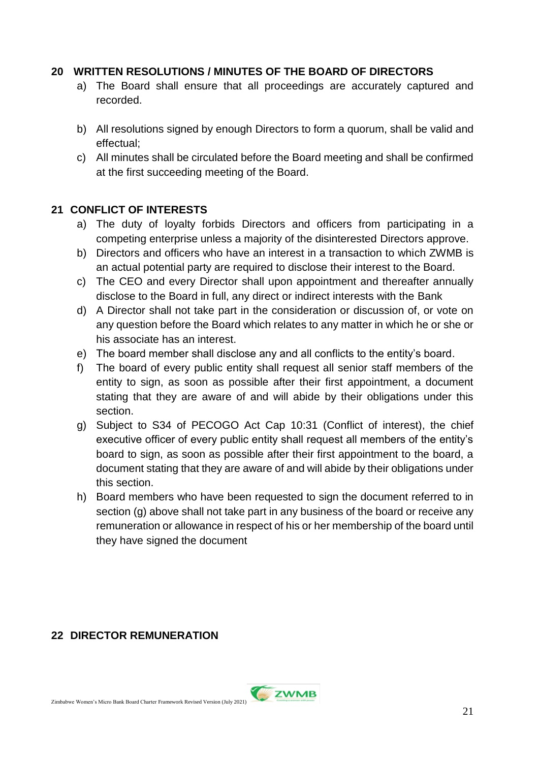## 20 WRITTEN RESOLUTIONS / MINUTES OF THE BOARD OF DIRECTORS

a) The Board shall ensure that all proceedings are accurately captured and recorded.

b) All resolutions signed by enough Directors to form a quorum, shall be valid and effectual;

c) All minutes shall be circulated before the Board meeting and shall be confirmed at the first succeeding meeting of the Board.

## 21 CONFLICT OF INTERESTS

a) The duty of loyalty forbids Directors and officers from participating in a competing enterprise unless a majority of the disinterested Directors approve.

b) Directors and officers who have an interest in a transaction to which ZWMB is an actual potential party are required to disclose their interest to the Board.

c) The CEO and every Director shall upon appointment and thereafter annually disclose to the Board in full, any direct or indirect interests with the Bank

d) A Director shall not take part in the consideration or discussion of, or vote on any question before the Board which relates to any matter in which he or she or his associate has an interest.

e) The board member shall disclose any and all conflicts to the entity's board.

f) The board of every public entity shall request all senior staff members of the entity to sign, as soon as possible after their first appointment, a document stating that they are aware of and will abide by their obligations under this section.

g) Subject to S34 of PECOGO Act Cap 10:31 (Conflict of interest), the chief executive officer of every public entity shall request all members of the entity's board to sign, as soon as possible after their first appointment to the board, a document stating that they are aware of and will abide by their obligations under this section.

h) Board members who have been requested to sign the document referred to in section (g) above shall not take part in any business of the board or receive any remuneration or allowance in respect of his or her membership of the board until they have signed the document

## 22 DIRECTOR REMUNERATION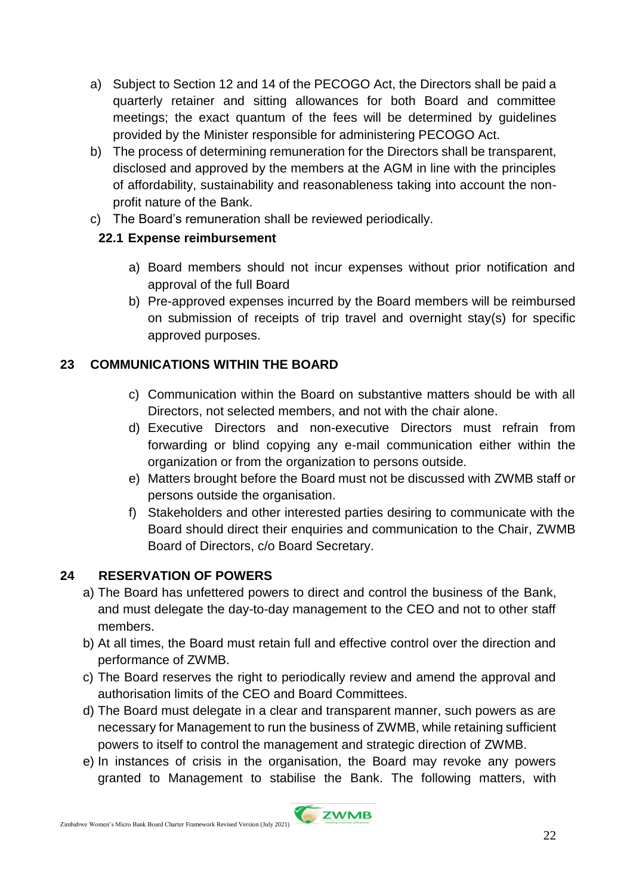a) Subject to Section 12 and 14 of the PECOGO Act, the Directors shall be paid a quarterly retainer and sitting allowances for both Board and committee meetings; the exact quantum of the fees will be determined by guidelines provided by the Minister responsible for administering PECOGO Act.
b) The process of determining remuneration for the Directors shall be transparent, disclosed and approved by the members at the AGM in line with the principles of affordability, sustainability and reasonableness taking into account the non-profit nature of the Bank.
c) The Board's remuneration shall be reviewed periodically.

### 22.1 Expense reimbursement

a) Board members should not incur expenses without prior notification and approval of the full Board
b) Pre-approved expenses incurred by the Board members will be reimbursed on submission of receipts of trip travel and overnight stay(s) for specific approved purposes.

## 23 COMMUNICATIONS WITHIN THE BOARD

c) Communication within the Board on substantive matters should be with all Directors, not selected members, and not with the chair alone.
d) Executive Directors and non-executive Directors must refrain from forwarding or blind copying any e-mail communication either within the organization or from the organization to persons outside.
e) Matters brought before the Board must not be discussed with ZWMB staff or persons outside the organisation.
f) Stakeholders and other interested parties desiring to communicate with the Board should direct their enquiries and communication to the Chair, ZWMB Board of Directors, c/o Board Secretary.

## 24 RESERVATION OF POWERS

a) The Board has unfettered powers to direct and control the business of the Bank, and must delegate the day-to-day management to the CEO and not to other staff members.
b) At all times, the Board must retain full and effective control over the direction and performance of ZWMB.
c) The Board reserves the right to periodically review and amend the approval and authorisation limits of the CEO and Board Committees.
d) The Board must delegate in a clear and transparent manner, such powers as are necessary for Management to run the business of ZWMB, while retaining sufficient powers to itself to control the management and strategic direction of ZWMB.
e) In instances of crisis in the organisation, the Board may revoke any powers granted to Management to stabilise the Bank. The following matters, with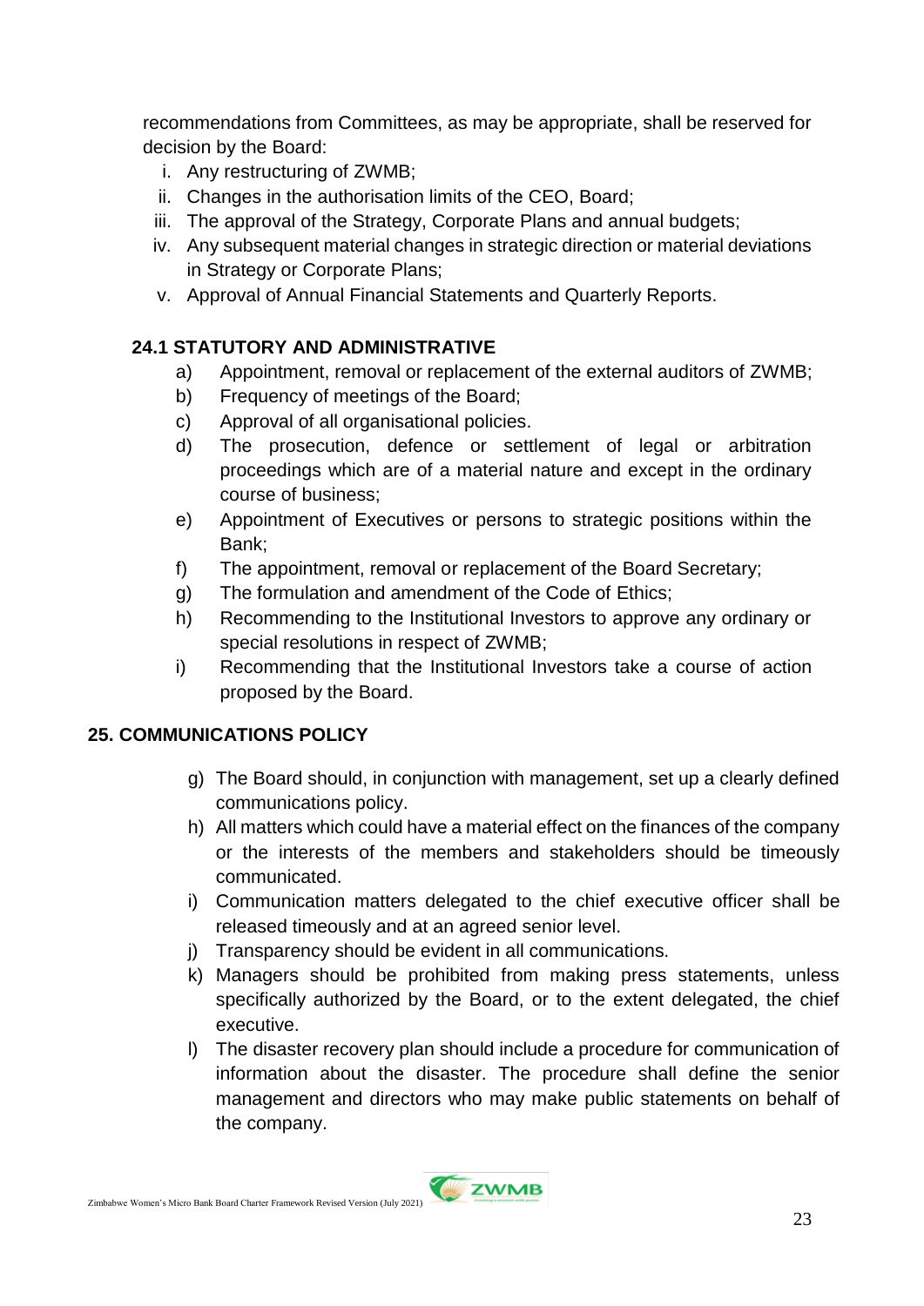recommendations from Committees, as may be appropriate, shall be reserved for decision by the Board:

i. Any restructuring of ZWMB;
ii. Changes in the authorisation limits of the CEO, Board;
iii. The approval of the Strategy, Corporate Plans and annual budgets;
iv. Any subsequent material changes in strategic direction or material deviations in Strategy or Corporate Plans;
v. Approval of Annual Financial Statements and Quarterly Reports.

### 24.1 STATUTORY AND ADMINISTRATIVE

a) Appointment, removal or replacement of the external auditors of ZWMB;
b) Frequency of meetings of the Board;
c) Approval of all organisational policies.
d) The prosecution, defence or settlement of legal or arbitration proceedings which are of a material nature and except in the ordinary course of business;
e) Appointment of Executives or persons to strategic positions within the Bank;
f) The appointment, removal or replacement of the Board Secretary;
g) The formulation and amendment of the Code of Ethics;
h) Recommending to the Institutional Investors to approve any ordinary or special resolutions in respect of ZWMB;
i) Recommending that the Institutional Investors take a course of action proposed by the Board.

## 25. COMMUNICATIONS POLICY

g) The Board should, in conjunction with management, set up a clearly defined communications policy.
h) All matters which could have a material effect on the finances of the company or the interests of the members and stakeholders should be timeously communicated.
i) Communication matters delegated to the chief executive officer shall be released timeously and at an agreed senior level.
j) Transparency should be evident in all communications.
k) Managers should be prohibited from making press statements, unless specifically authorized by the Board, or to the extent delegated, the chief executive.
l) The disaster recovery plan should include a procedure for communication of information about the disaster. The procedure shall define the senior management and directors who may make public statements on behalf of the company.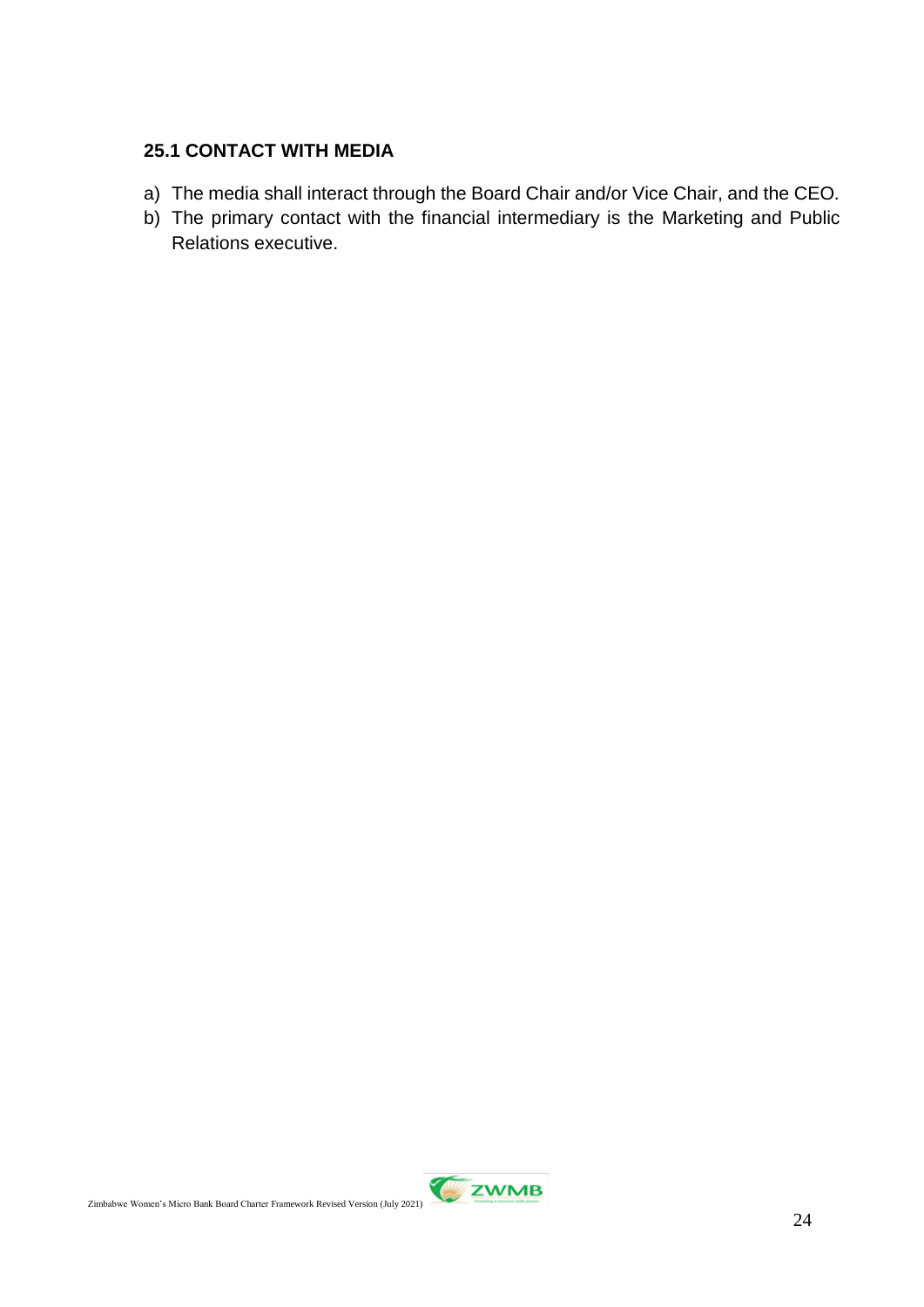### 25.1 CONTACT WITH MEDIA

a) The media shall interact through the Board Chair and/or Vice Chair, and the CEO.
b) The primary contact with the financial intermediary is the Marketing and Public Relations executive.